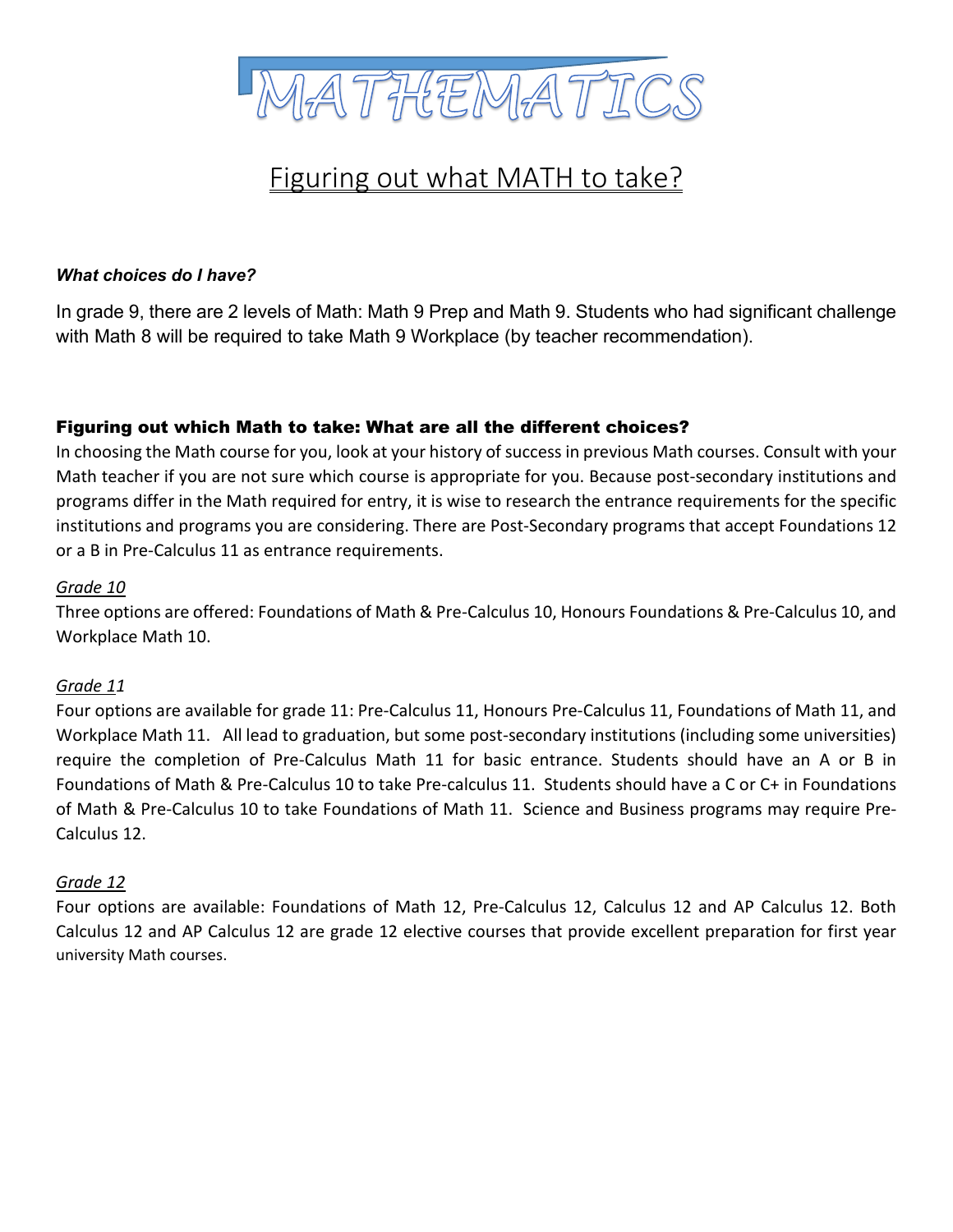# MATHEMATICS

## Figuring out what MATH to take?

***What choices do I have?***

In grade 9, there are 2 levels of Math: Math 9 Prep and Math 9. Students who had significant challenge with Math 8 will be required to take Math 9 Workplace (by teacher recommendation).

### Figuring out which Math to take: What are all the different choices?

In choosing the Math course for you, look at your history of success in previous Math courses. Consult with your Math teacher if you are not sure which course is appropriate for you. Because post-secondary institutions and programs differ in the Math required for entry, it is wise to research the entrance requirements for the specific institutions and programs you are considering. There are Post-Secondary programs that accept Foundations 12 or a B in Pre-Calculus 11 as entrance requirements.

*Grade 10*

Three options are offered: Foundations of Math & Pre-Calculus 10, Honours Foundations & Pre-Calculus 10, and Workplace Math 10.

*Grade 11*

Four options are available for grade 11: Pre-Calculus 11, Honours Pre-Calculus 11, Foundations of Math 11, and Workplace Math 11. All lead to graduation, but some post-secondary institutions (including some universities) require the completion of Pre-Calculus Math 11 for basic entrance. Students should have an A or B in Foundations of Math & Pre-Calculus 10 to take Pre-calculus 11. Students should have a C or C+ in Foundations of Math & Pre-Calculus 10 to take Foundations of Math 11. Science and Business programs may require Pre-Calculus 12.

*Grade 12*

Four options are available: Foundations of Math 12, Pre-Calculus 12, Calculus 12 and AP Calculus 12. Both Calculus 12 and AP Calculus 12 are grade 12 elective courses that provide excellent preparation for first year university Math courses.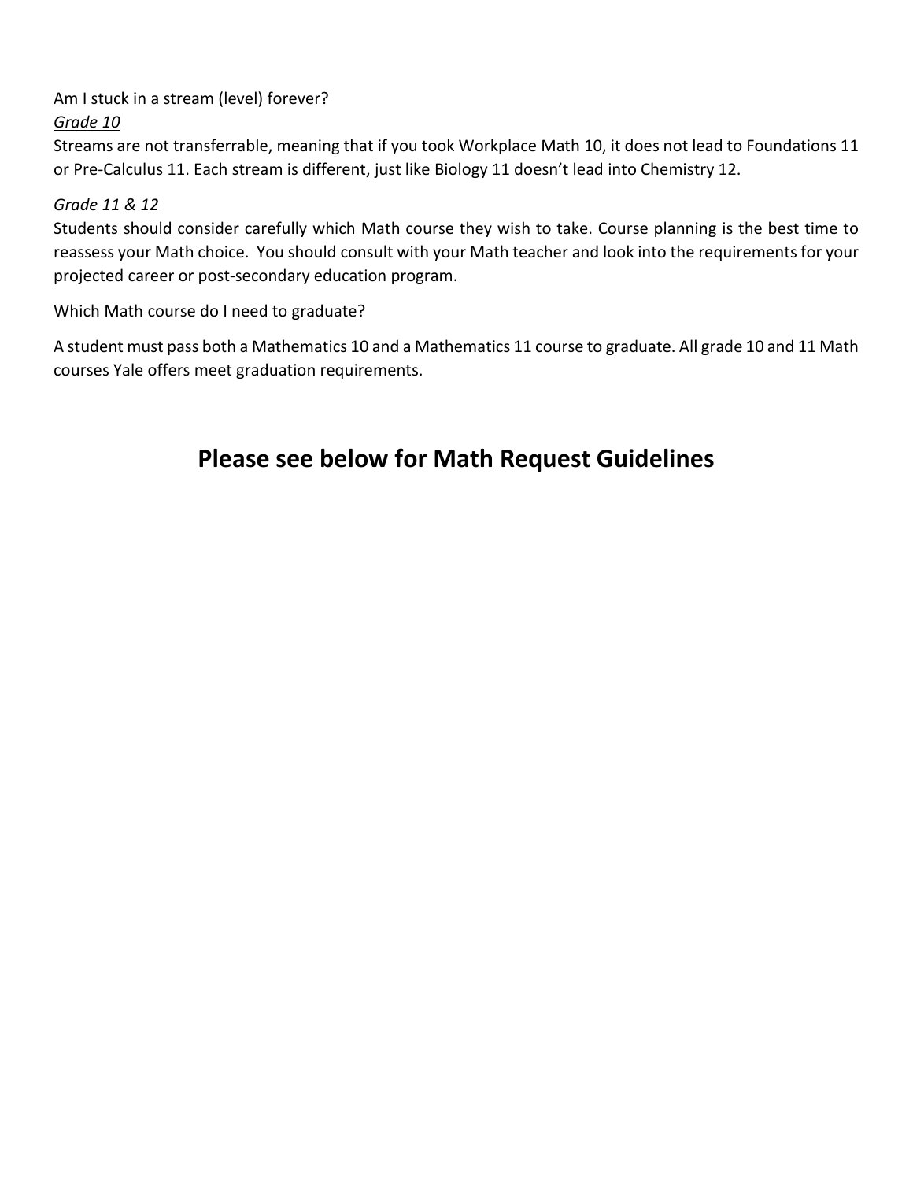Am I stuck in a stream (level) forever?

<u>*Grade 10*</u>

Streams are not transferrable, meaning that if you took Workplace Math 10, it does not lead to Foundations 11 or Pre-Calculus 11. Each stream is different, just like Biology 11 doesn't lead into Chemistry 12.

<u>*Grade 11 & 12*</u>

Students should consider carefully which Math course they wish to take. Course planning is the best time to reassess your Math choice. You should consult with your Math teacher and look into the requirements for your projected career or post-secondary education program.

Which Math course do I need to graduate?

A student must pass both a Mathematics 10 and a Mathematics 11 course to graduate. All grade 10 and 11 Math courses Yale offers meet graduation requirements.

## Please see below for Math Request Guidelines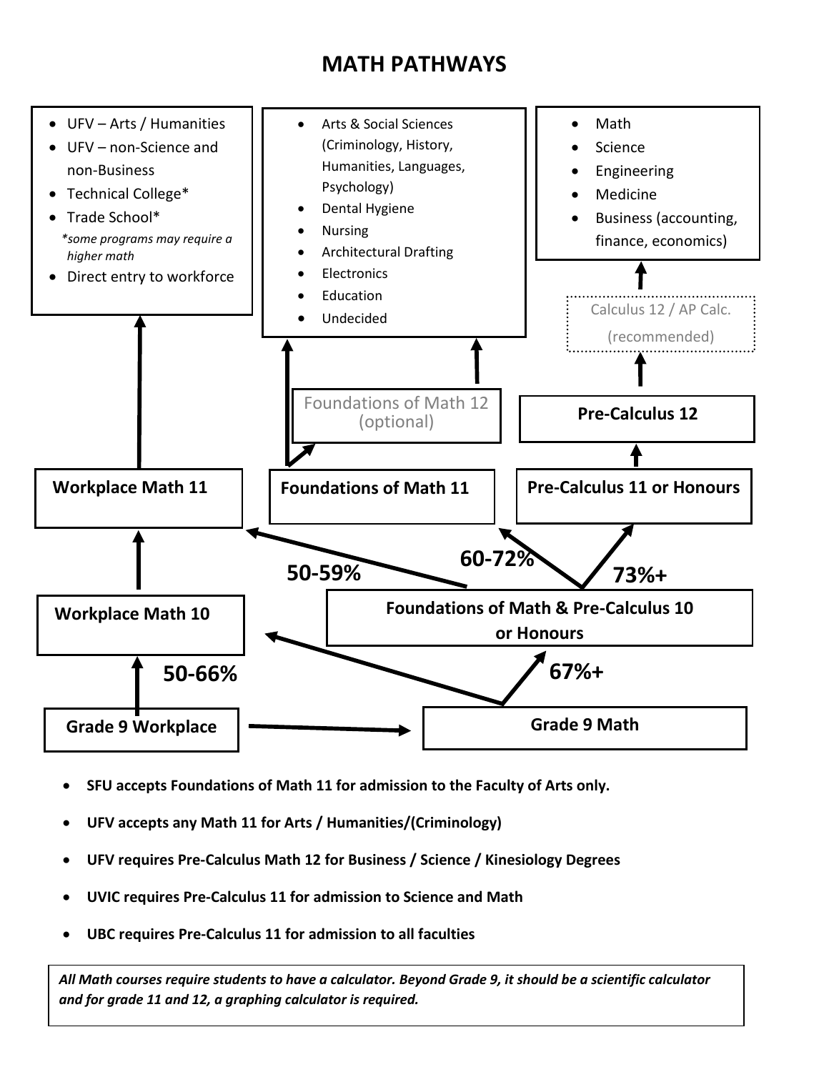# MATH PATHWAYS

- UFV – Arts / Humanities
- UFV – non-Science and non-Business
- Technical College*
- Trade School*
  *some programs may require a higher math*
- Direct entry to workforce

- Arts & Social Sciences (Criminology, History, Humanities, Languages, Psychology)
- Dental Hygiene
- Nursing
- Architectural Drafting
- Electronics
- Education
- Undecided

- Math
- Science
- Engineering
- Medicine
- Business (accounting, finance, economics)

Calculus 12 / AP Calc. (recommended)

Foundations of Math 12 (optional)

**Pre-Calculus 12**

**Workplace Math 11**

**Foundations of Math 11**

**Pre-Calculus 11 or Honours**

**50-59%**

**60-72%**

**73%+**

**Workplace Math 10**

**Foundations of Math & Pre-Calculus 10 or Honours**

**50-66%**

**67%+**

**Grade 9 Workplace**

**Grade 9 Math**

- **SFU accepts Foundations of Math 11 for admission to the Faculty of Arts only.**
- **UFV accepts any Math 11 for Arts / Humanities/(Criminology)**
- **UFV requires Pre-Calculus Math 12 for Business / Science / Kinesiology Degrees**
- **UVIC requires Pre-Calculus 11 for admission to Science and Math**
- **UBC requires Pre-Calculus 11 for admission to all faculties**

***All Math courses require students to have a calculator. Beyond Grade 9, it should be a scientific calculator and for grade 11 and 12, a graphing calculator is required.***